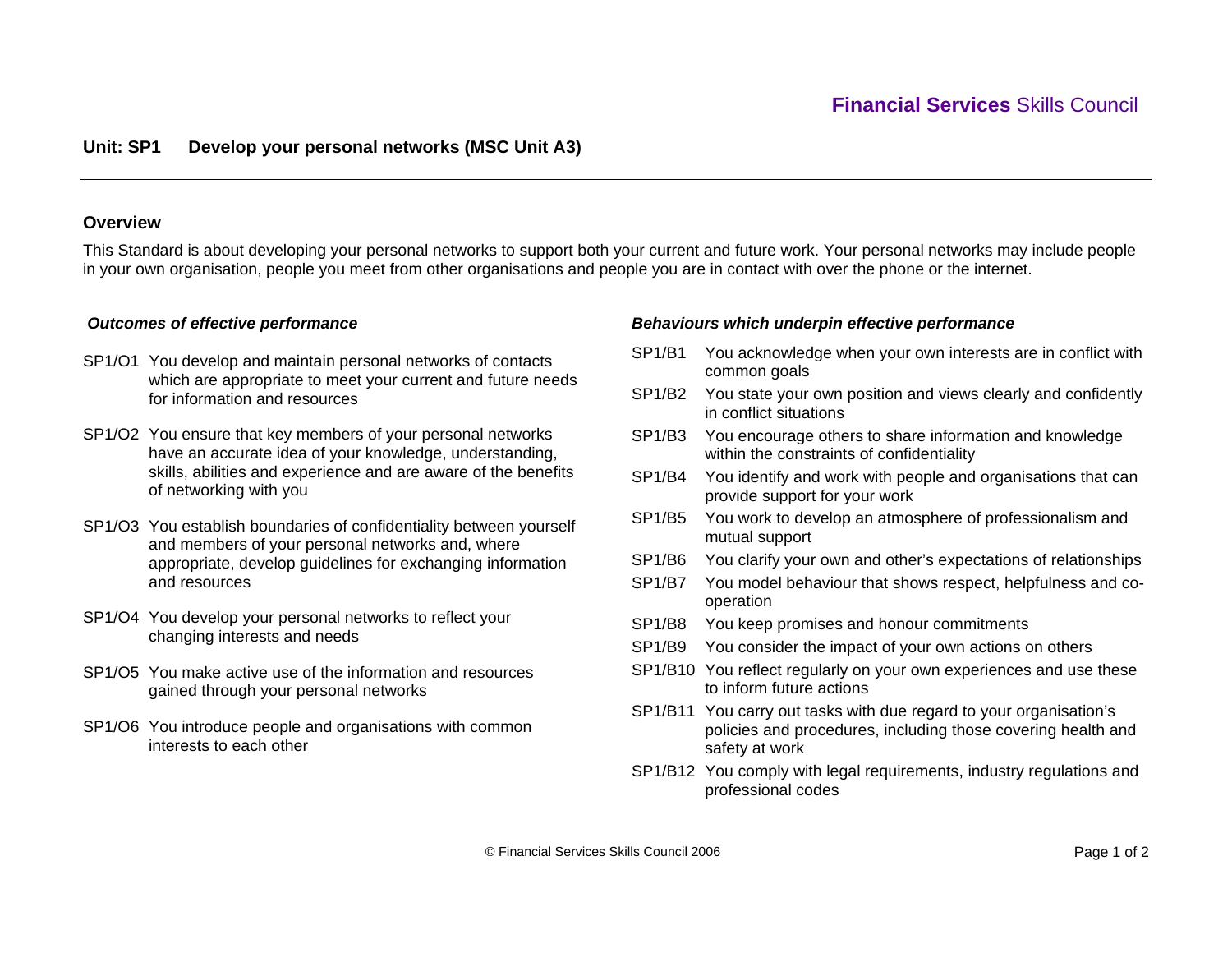Financial Services Skills Council

# Unit: SP1 Develop your personal networks (MSC Unit A3)

## Overview

This Standard is about developing your personal networks to support both your current and future work. Your personal networks may include people in your own organisation, people you meet from other organisations and people you are in contact with over the phone or the internet.

### *Outcomes of effective performance*

- SP1/O1 You develop and maintain personal networks of contacts which are appropriate to meet your current and future needs for information and resources
- SP1/O2 You ensure that key members of your personal networks have an accurate idea of your knowledge, understanding, skills, abilities and experience and are aware of the benefits of networking with you
- SP1/O3 You establish boundaries of confidentiality between yourself and members of your personal networks and, where appropriate, develop guidelines for exchanging information and resources
- SP1/O4 You develop your personal networks to reflect your changing interests and needs
- SP1/O5 You make active use of the information and resources gained through your personal networks
- SP1/O6 You introduce people and organisations with common interests to each other

### *Behaviours which underpin effective performance*

- SP1/B1 You acknowledge when your own interests are in conflict with common goals
- SP1/B2 You state your own position and views clearly and confidently in conflict situations
- SP1/B3 You encourage others to share information and knowledge within the constraints of confidentiality
- SP1/B4 You identify and work with people and organisations that can provide support for your work
- SP1/B5 You work to develop an atmosphere of professionalism and mutual support
- SP1/B6 You clarify your own and other's expectations of relationships
- SP1/B7 You model behaviour that shows respect, helpfulness and co-operation
- SP1/B8 You keep promises and honour commitments
- SP1/B9 You consider the impact of your own actions on others
- SP1/B10 You reflect regularly on your own experiences and use these to inform future actions
- SP1/B11 You carry out tasks with due regard to your organisation's policies and procedures, including those covering health and safety at work
- SP1/B12 You comply with legal requirements, industry regulations and professional codes

© Financial Services Skills Council 2006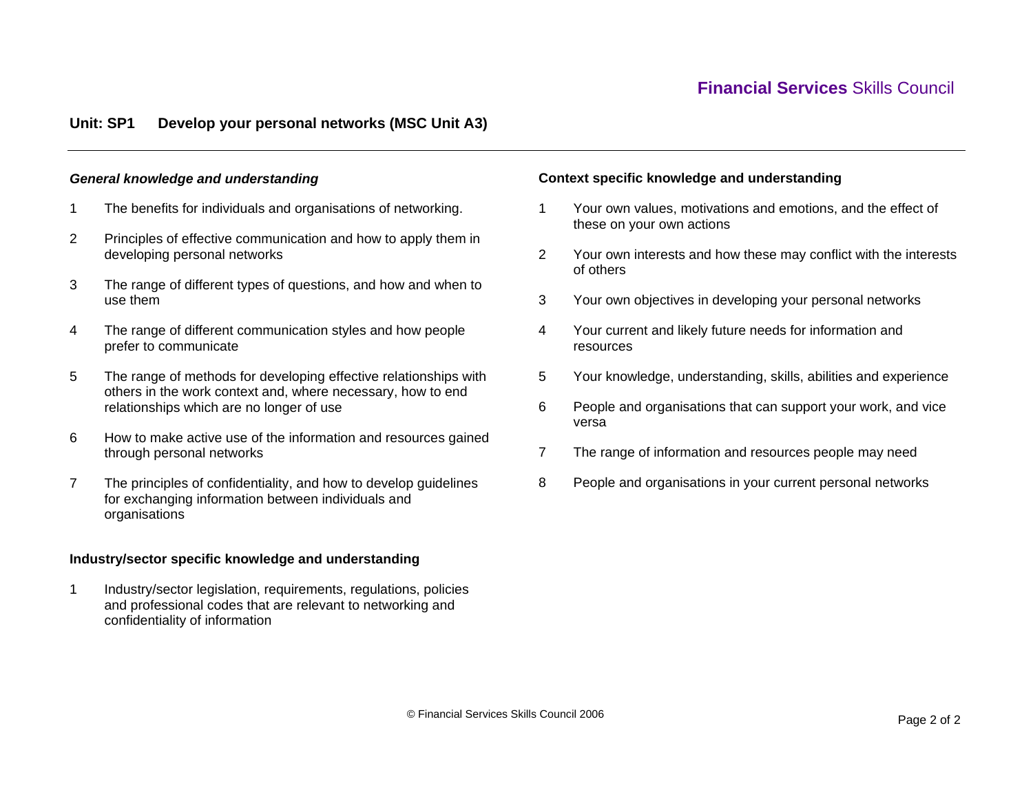**Unit: SP1 Develop your personal networks (MSC Unit A3)**

---

### *General knowledge and understanding*

1. The benefits for individuals and organisations of networking.
2. Principles of effective communication and how to apply them in developing personal networks
3. The range of different types of questions, and how and when to use them
4. The range of different communication styles and how people prefer to communicate
5. The range of methods for developing effective relationships with others in the work context and, where necessary, how to end relationships which are no longer of use
6. How to make active use of the information and resources gained through personal networks
7. The principles of confidentiality, and how to develop guidelines for exchanging information between individuals and organisations

### Industry/sector specific knowledge and understanding

1. Industry/sector legislation, requirements, regulations, policies and professional codes that are relevant to networking and confidentiality of information

### Context specific knowledge and understanding

1. Your own values, motivations and emotions, and the effect of these on your own actions
2. Your own interests and how these may conflict with the interests of others
3. Your own objectives in developing your personal networks
4. Your current and likely future needs for information and resources
5. Your knowledge, understanding, skills, abilities and experience
6. People and organisations that can support your work, and vice versa
7. The range of information and resources people may need
8. People and organisations in your current personal networks

© Financial Services Skills Council 2006